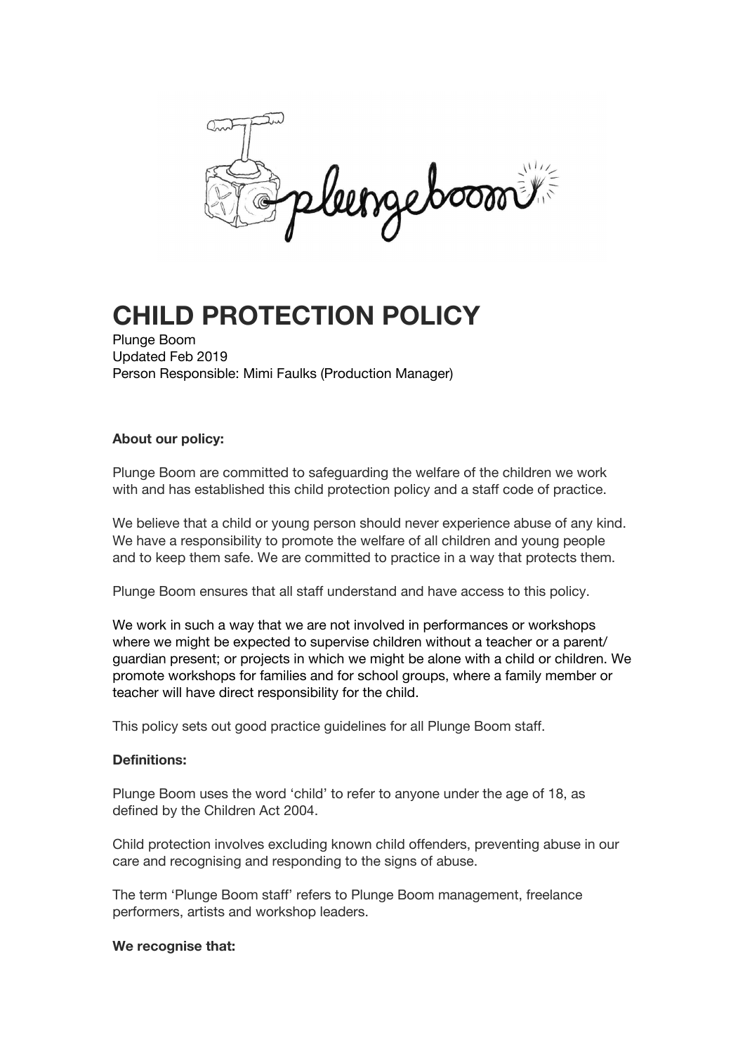# CHILD PROTECTION POLICY

Plunge Boom
Updated Feb 2019
Person Responsible: Mimi Faulks (Production Manager)

**About our policy:**

Plunge Boom are committed to safeguarding the welfare of the children we work with and has established this child protection policy and a staff code of practice.

We believe that a child or young person should never experience abuse of any kind. We have a responsibility to promote the welfare of all children and young people and to keep them safe. We are committed to practice in a way that protects them.

Plunge Boom ensures that all staff understand and have access to this policy.

We work in such a way that we are not involved in performances or workshops where we might be expected to supervise children without a teacher or a parent/ guardian present; or projects in which we might be alone with a child or children. We promote workshops for families and for school groups, where a family member or teacher will have direct responsibility for the child.

This policy sets out good practice guidelines for all Plunge Boom staff.

**Definitions:**

Plunge Boom uses the word 'child' to refer to anyone under the age of 18, as defined by the Children Act 2004.

Child protection involves excluding known child offenders, preventing abuse in our care and recognising and responding to the signs of abuse.

The term 'Plunge Boom staff' refers to Plunge Boom management, freelance performers, artists and workshop leaders.

**We recognise that:**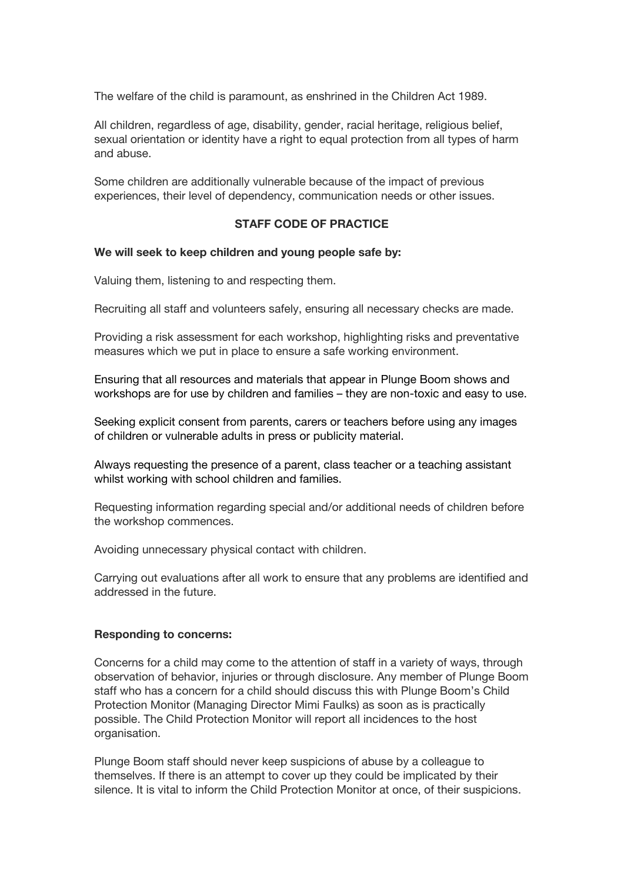The welfare of the child is paramount, as enshrined in the Children Act 1989.

All children, regardless of age, disability, gender, racial heritage, religious belief, sexual orientation or identity have a right to equal protection from all types of harm and abuse.

Some children are additionally vulnerable because of the impact of previous experiences, their level of dependency, communication needs or other issues.

## STAFF CODE OF PRACTICE

**We will seek to keep children and young people safe by:**

Valuing them, listening to and respecting them.

Recruiting all staff and volunteers safely, ensuring all necessary checks are made.

Providing a risk assessment for each workshop, highlighting risks and preventative measures which we put in place to ensure a safe working environment.

Ensuring that all resources and materials that appear in Plunge Boom shows and workshops are for use by children and families – they are non-toxic and easy to use.

Seeking explicit consent from parents, carers or teachers before using any images of children or vulnerable adults in press or publicity material.

Always requesting the presence of a parent, class teacher or a teaching assistant whilst working with school children and families.

Requesting information regarding special and/or additional needs of children before the workshop commences.

Avoiding unnecessary physical contact with children.

Carrying out evaluations after all work to ensure that any problems are identified and addressed in the future.

**Responding to concerns:**

Concerns for a child may come to the attention of staff in a variety of ways, through observation of behavior, injuries or through disclosure. Any member of Plunge Boom staff who has a concern for a child should discuss this with Plunge Boom's Child Protection Monitor (Managing Director Mimi Faulks) as soon as is practically possible. The Child Protection Monitor will report all incidences to the host organisation.

Plunge Boom staff should never keep suspicions of abuse by a colleague to themselves. If there is an attempt to cover up they could be implicated by their silence. It is vital to inform the Child Protection Monitor at once, of their suspicions.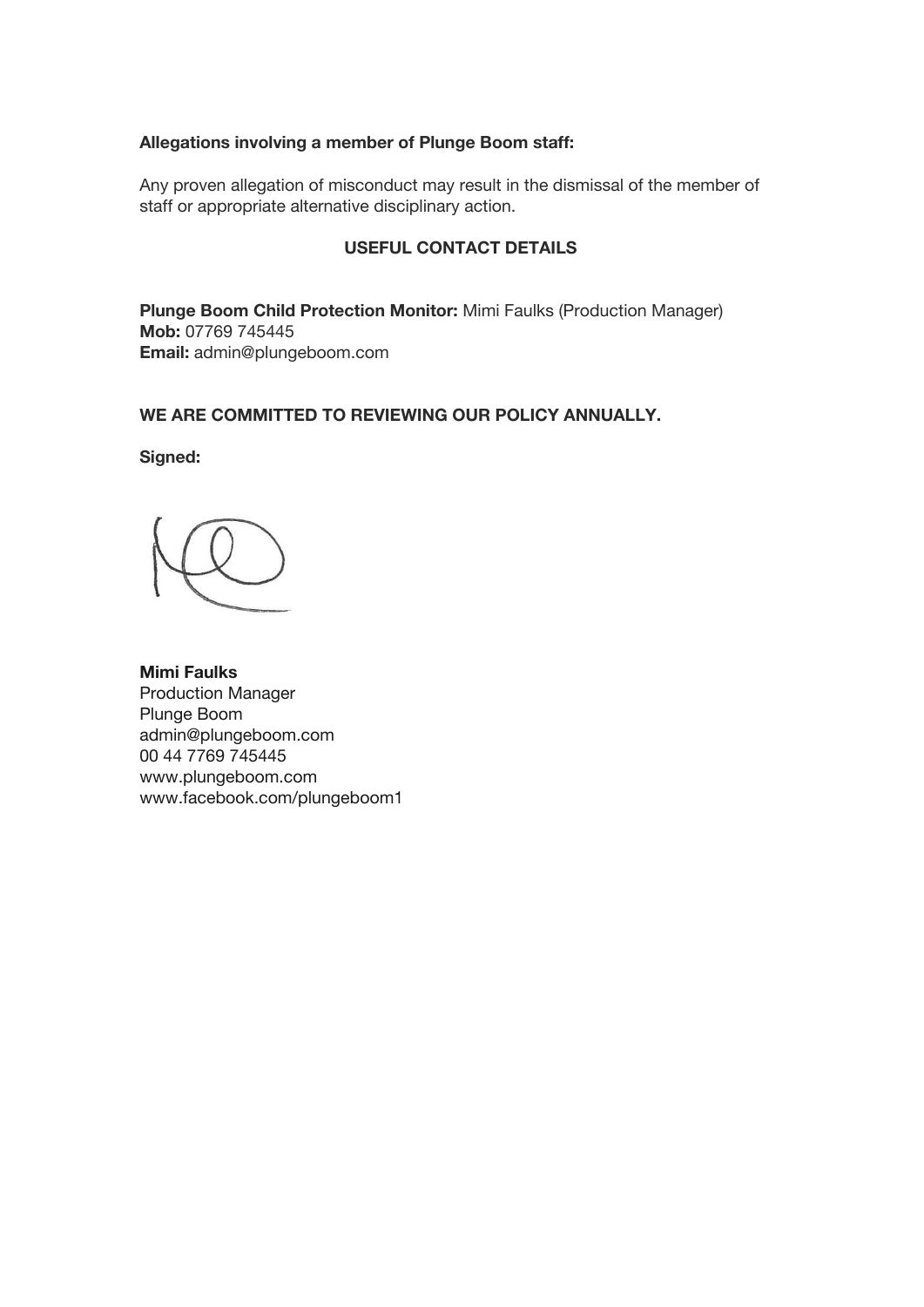**Allegations involving a member of Plunge Boom staff:**

Any proven allegation of misconduct may result in the dismissal of the member of staff or appropriate alternative disciplinary action.

## USEFUL CONTACT DETAILS

**Plunge Boom Child Protection Monitor:** Mimi Faulks (Production Manager)
**Mob:** 07769 745445
**Email:** admin@plungeboom.com

**WE ARE COMMITTED TO REVIEWING OUR POLICY ANNUALLY.**

**Signed:**

**Mimi Faulks**
Production Manager
Plunge Boom
admin@plungeboom.com
00 44 7769 745445
www.plungeboom.com
www.facebook.com/plungeboom1